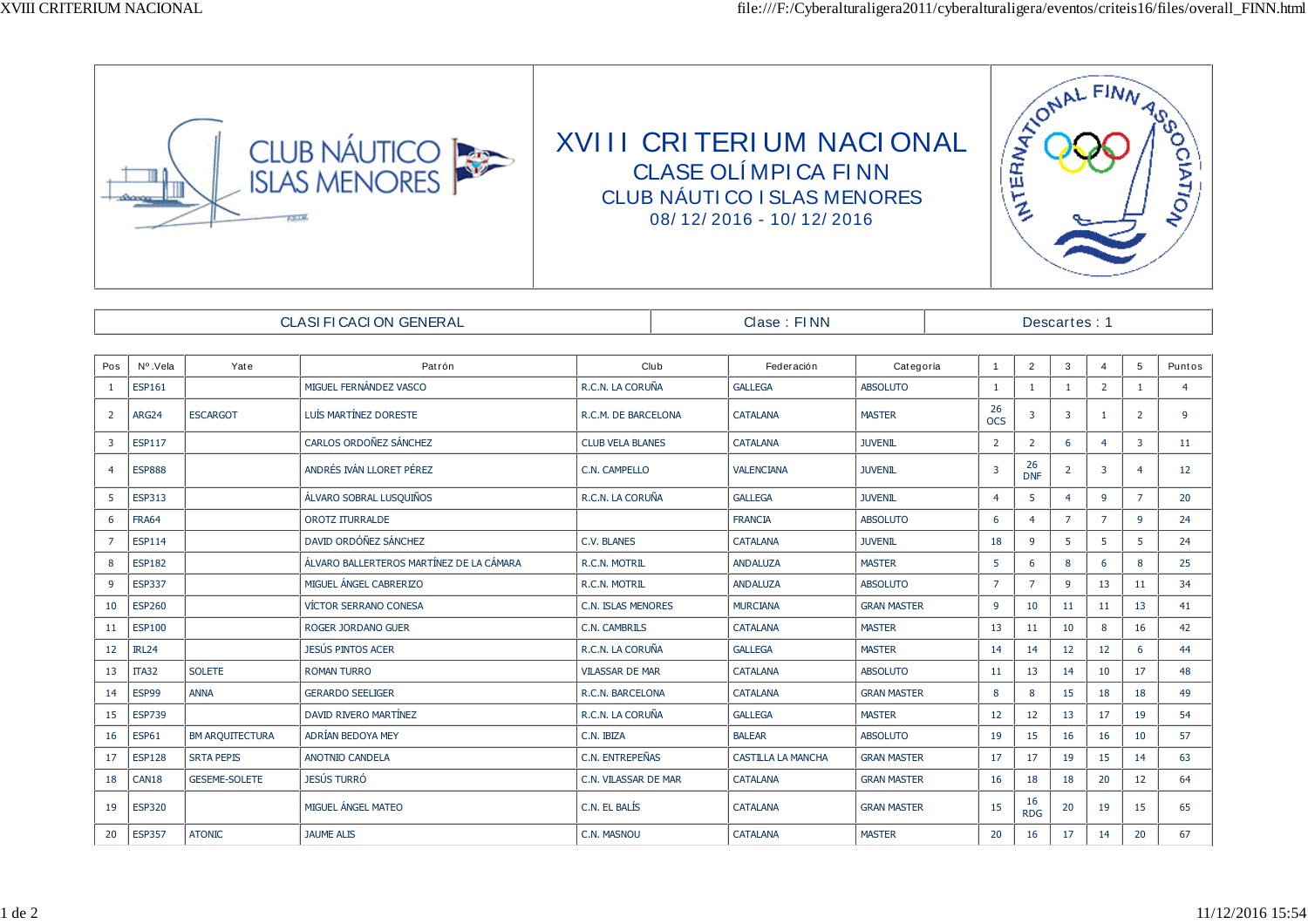# XVIII CRITERIUM NACIONAL

## CLASE OLÍMPICA FINN

## CLUB NÁUTICO ISLAS MENORES

08/12/2016 - 10/12/2016

| CLASIFICACION GENERAL | Clase : FINN | Descartes : 1 |
|---|---|---|

| Pos | Nº.Vela | Yate | Patrón | Club | Federación | Categoría | 1 | 2 | 3 | 4 | 5 | Puntos |
|---|---|---|---|---|---|---|---|---|---|---|---|---|
| 1 | ESP161 | | MIGUEL FERNÁNDEZ VASCO | R.C.N. LA CORUÑA | GALLEGA | ABSOLUTO | 1 | 1 | 1 | 2 | 1 | 4 |
| 2 | ARG24 | ESCARGOT | LUÍS MARTÍNEZ DORESTE | R.C.M. DE BARCELONA | CATALANA | MASTER | 26 OCS | 3 | 3 | 1 | 2 | 9 |
| 3 | ESP117 | | CARLOS ORDOÑEZ SÁNCHEZ | CLUB VELA BLANES | CATALANA | JUVENIL | 2 | 2 | 6 | 4 | 3 | 11 |
| 4 | ESP888 | | ANDRÉS IVÁN LLORET PÉREZ | C.N. CAMPELLO | VALENCIANA | JUVENIL | 3 | 26 DNF | 2 | 3 | 4 | 12 |
| 5 | ESP313 | | ÁLVARO SOBRAL LUSQUIÑOS | R.C.N. LA CORUÑA | GALLEGA | JUVENIL | 4 | 5 | 4 | 9 | 7 | 20 |
| 6 | FRA64 | | OROTZ ITURRALDE | | FRANCIA | ABSOLUTO | 6 | 4 | 7 | 7 | 9 | 24 |
| 7 | ESP114 | | DAVID ORDÓÑEZ SÁNCHEZ | C.V. BLANES | CATALANA | JUVENIL | 18 | 9 | 5 | 5 | 5 | 24 |
| 8 | ESP182 | | ÁLVARO BALLERTEROS MARTÍNEZ DE LA CÁMARA | R.C.N. MOTRIL | ANDALUZA | MASTER | 5 | 6 | 8 | 6 | 8 | 25 |
| 9 | ESP337 | | MIGUEL ÁNGEL CABRERIZO | R.C.N. MOTRIL | ANDALUZA | ABSOLUTO | 7 | 7 | 9 | 13 | 11 | 34 |
| 10 | ESP260 | | VÍCTOR SERRANO CONESA | C.N. ISLAS MENORES | MURCIANA | GRAN MASTER | 9 | 10 | 11 | 11 | 13 | 41 |
| 11 | ESP100 | | ROGER JORDANO GUER | C.N. CAMBRILS | CATALANA | MASTER | 13 | 11 | 10 | 8 | 16 | 42 |
| 12 | IRL24 | | JESÚS PINTOS ACER | R.C.N. LA CORUÑA | GALLEGA | MASTER | 14 | 14 | 12 | 12 | 6 | 44 |
| 13 | ITA32 | SOLETE | ROMAN TURRO | VILASSAR DE MAR | CATALANA | ABSOLUTO | 11 | 13 | 14 | 10 | 17 | 48 |
| 14 | ESP99 | ANNA | GERARDO SEELIGER | R.C.N. BARCELONA | CATALANA | GRAN MASTER | 8 | 8 | 15 | 18 | 18 | 49 |
| 15 | ESP739 | | DAVID RIVERO MARTÍNEZ | R.C.N. LA CORUÑA | GALLEGA | MASTER | 12 | 12 | 13 | 17 | 19 | 54 |
| 16 | ESP61 | BM ARQUITECTURA | ADRÍAN BEDOYA MEY | C.N. IBIZA | BALEAR | ABSOLUTO | 19 | 15 | 16 | 16 | 10 | 57 |
| 17 | ESP128 | SRTA PEPIS | ANOTNIO CANDELA | C.N. ENTREPEÑAS | CASTILLA LA MANCHA | GRAN MASTER | 17 | 17 | 19 | 15 | 14 | 63 |
| 18 | CAN18 | GESEME-SOLETE | JESÚS TURRÓ | C.N. VILASSAR DE MAR | CATALANA | GRAN MASTER | 16 | 18 | 18 | 20 | 12 | 64 |
| 19 | ESP320 | | MIGUEL ÁNGEL MATEO | C.N. EL BALÍS | CATALANA | GRAN MASTER | 15 | 16 RDG | 20 | 19 | 15 | 65 |
| 20 | ESP357 | ATONIC | JAUME ALIS | C.N. MASNOU | CATALANA | MASTER | 20 | 16 | 17 | 14 | 20 | 67 |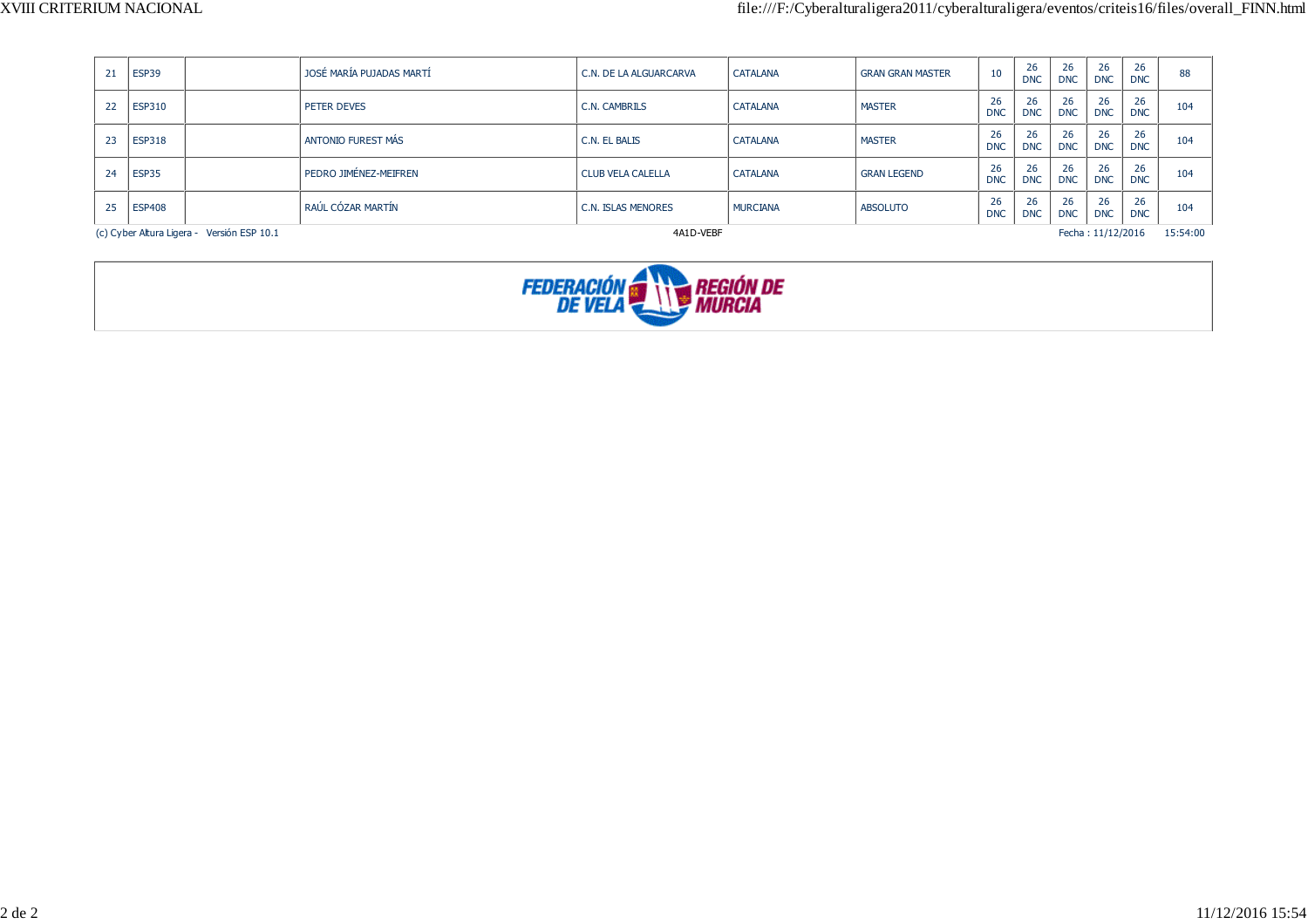| | | | | | | | | | | | | | |
|---|---|---|---|---|---|---|---|---|---|---|---|---|---|
| 21 | ESP39 | | JOSÉ MARÍA PUJADAS MARTÍ | C.N. DE LA ALGUARCARVA | CATALANA | GRAN GRAN MASTER | 10 | 26 DNC | 26 DNC | 26 DNC | 26 DNC | 88 |
| 22 | ESP310 | | PETER DEVES | C.N. CAMBRILS | CATALANA | MASTER | 26 DNC | 26 DNC | 26 DNC | 26 DNC | 26 DNC | 104 |
| 23 | ESP318 | | ANTONIO FUREST MÁS | C.N. EL BALIS | CATALANA | MASTER | 26 DNC | 26 DNC | 26 DNC | 26 DNC | 26 DNC | 104 |
| 24 | ESP35 | | PEDRO JIMÉNEZ-MEIFREN | CLUB VELA CALELLA | CATALANA | GRAN LEGEND | 26 DNC | 26 DNC | 26 DNC | 26 DNC | 26 DNC | 104 |
| 25 | ESP408 | | RAÚL CÓZAR MARTÍN | C.N. ISLAS MENORES | MURCIANA | ABSOLUTO | 26 DNC | 26 DNC | 26 DNC | 26 DNC | 26 DNC | 104 |

(c) Cyber Altura Ligera - Versión ESP 10.1 4A1D-VEBF Fecha : 11/12/2016 15:54:00

FEDERACIÓN DE VELA REGIÓN DE MURCIA